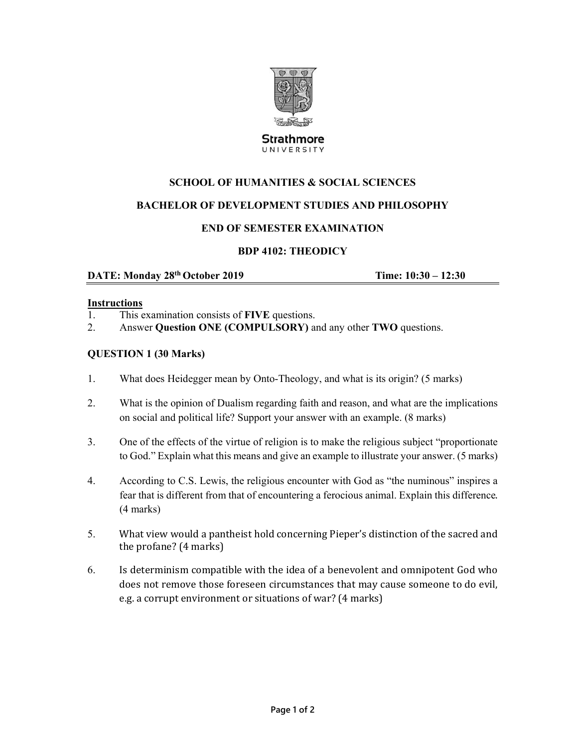Strathmore
UNIVERSITY

**SCHOOL OF HUMANITIES & SOCIAL SCIENCES**

**BACHELOR OF DEVELOPMENT STUDIES AND PHILOSOPHY**

**END OF SEMESTER EXAMINATION**

**BDP 4102: THEODICY**

**DATE: Monday 28th October 2019** **Time: 10:30 – 12:30**

**Instructions**

1. This examination consists of **FIVE** questions.
2. Answer **Question ONE (COMPULSORY)** and any other **TWO** questions.

**QUESTION 1 (30 Marks)**

1. What does Heidegger mean by Onto-Theology, and what is its origin? (5 marks)

2. What is the opinion of Dualism regarding faith and reason, and what are the implications on social and political life? Support your answer with an example. (8 marks)

3. One of the effects of the virtue of religion is to make the religious subject "proportionate to God." Explain what this means and give an example to illustrate your answer. (5 marks)

4. According to C.S. Lewis, the religious encounter with God as "the numinous" inspires a fear that is different from that of encountering a ferocious animal. Explain this difference. (4 marks)

5. What view would a pantheist hold concerning Pieper's distinction of the sacred and the profane? (4 marks)

6. Is determinism compatible with the idea of a benevolent and omnipotent God who does not remove those foreseen circumstances that may cause someone to do evil, e.g. a corrupt environment or situations of war? (4 marks)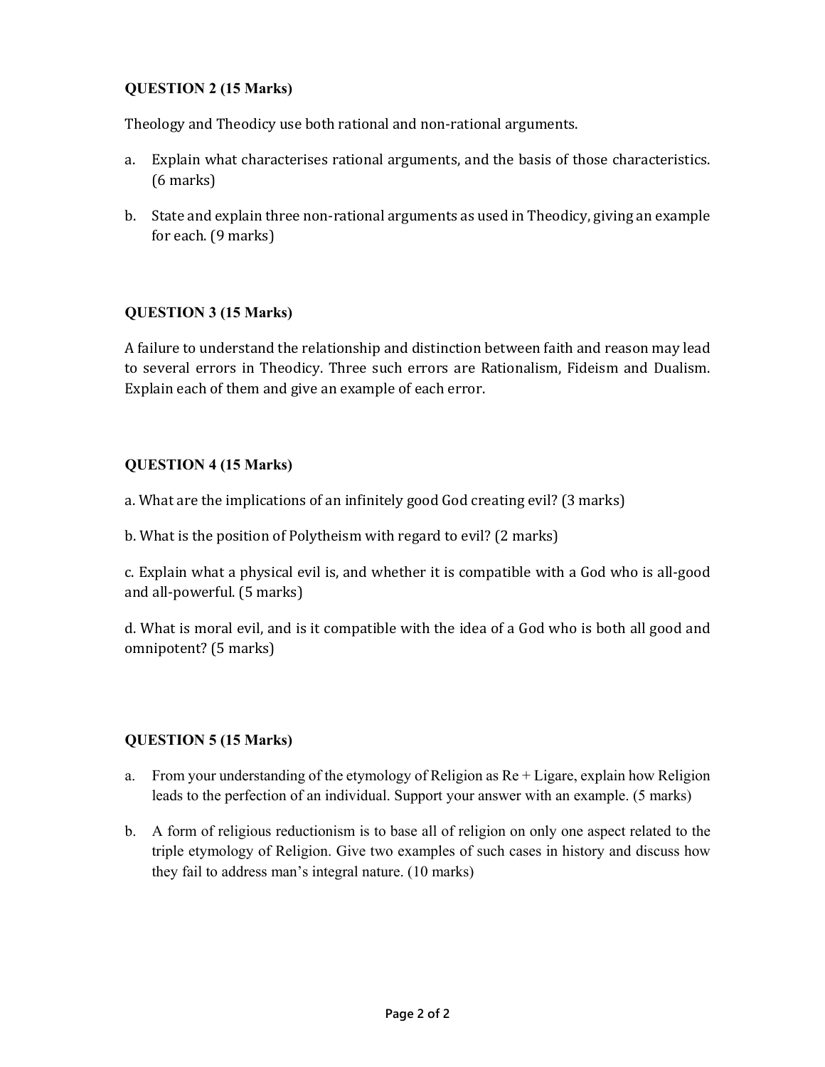**QUESTION 2 (15 Marks)**

Theology and Theodicy use both rational and non-rational arguments.

a. Explain what characterises rational arguments, and the basis of those characteristics. (6 marks)

b. State and explain three non-rational arguments as used in Theodicy, giving an example for each. (9 marks)

**QUESTION 3 (15 Marks)**

A failure to understand the relationship and distinction between faith and reason may lead to several errors in Theodicy. Three such errors are Rationalism, Fideism and Dualism. Explain each of them and give an example of each error.

**QUESTION 4 (15 Marks)**

a. What are the implications of an infinitely good God creating evil? (3 marks)

b. What is the position of Polytheism with regard to evil? (2 marks)

c. Explain what a physical evil is, and whether it is compatible with a God who is all-good and all-powerful. (5 marks)

d. What is moral evil, and is it compatible with the idea of a God who is both all good and omnipotent? (5 marks)

**QUESTION 5 (15 Marks)**

a. From your understanding of the etymology of Religion as Re + Ligare, explain how Religion leads to the perfection of an individual. Support your answer with an example. (5 marks)

b. A form of religious reductionism is to base all of religion on only one aspect related to the triple etymology of Religion. Give two examples of such cases in history and discuss how they fail to address man's integral nature. (10 marks)